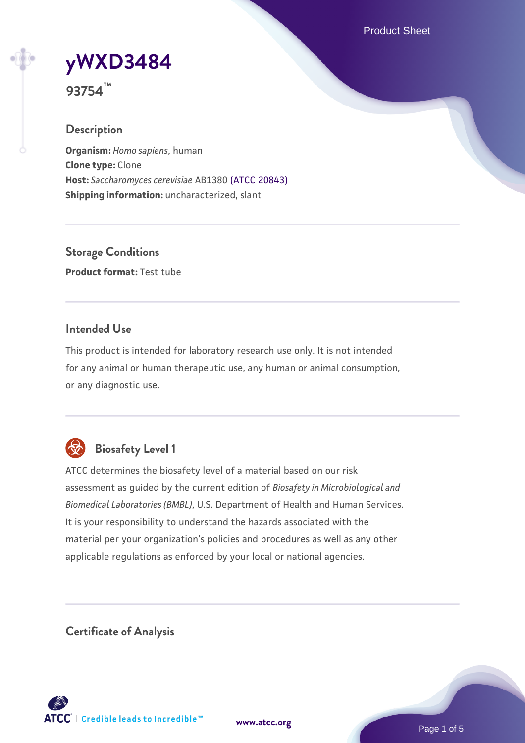# yWXD3484

**93754™**

## Description

**Organism:** *Homo sapiens*, human
**Clone type:** Clone
**Host:** *Saccharomyces cerevisiae* AB1380 (ATCC 20843)
**Shipping information:** uncharacterized, slant

## Storage Conditions

**Product format:** Test tube

## Intended Use

This product is intended for laboratory research use only. It is not intended for any animal or human therapeutic use, any human or animal consumption, or any diagnostic use.

## Biosafety Level 1

ATCC determines the biosafety level of a material based on our risk assessment as guided by the current edition of *Biosafety in Microbiological and Biomedical Laboratories (BMBL)*, U.S. Department of Health and Human Services. It is your responsibility to understand the hazards associated with the material per your organization's policies and procedures as well as any other applicable regulations as enforced by your local or national agencies.

## Certificate of Analysis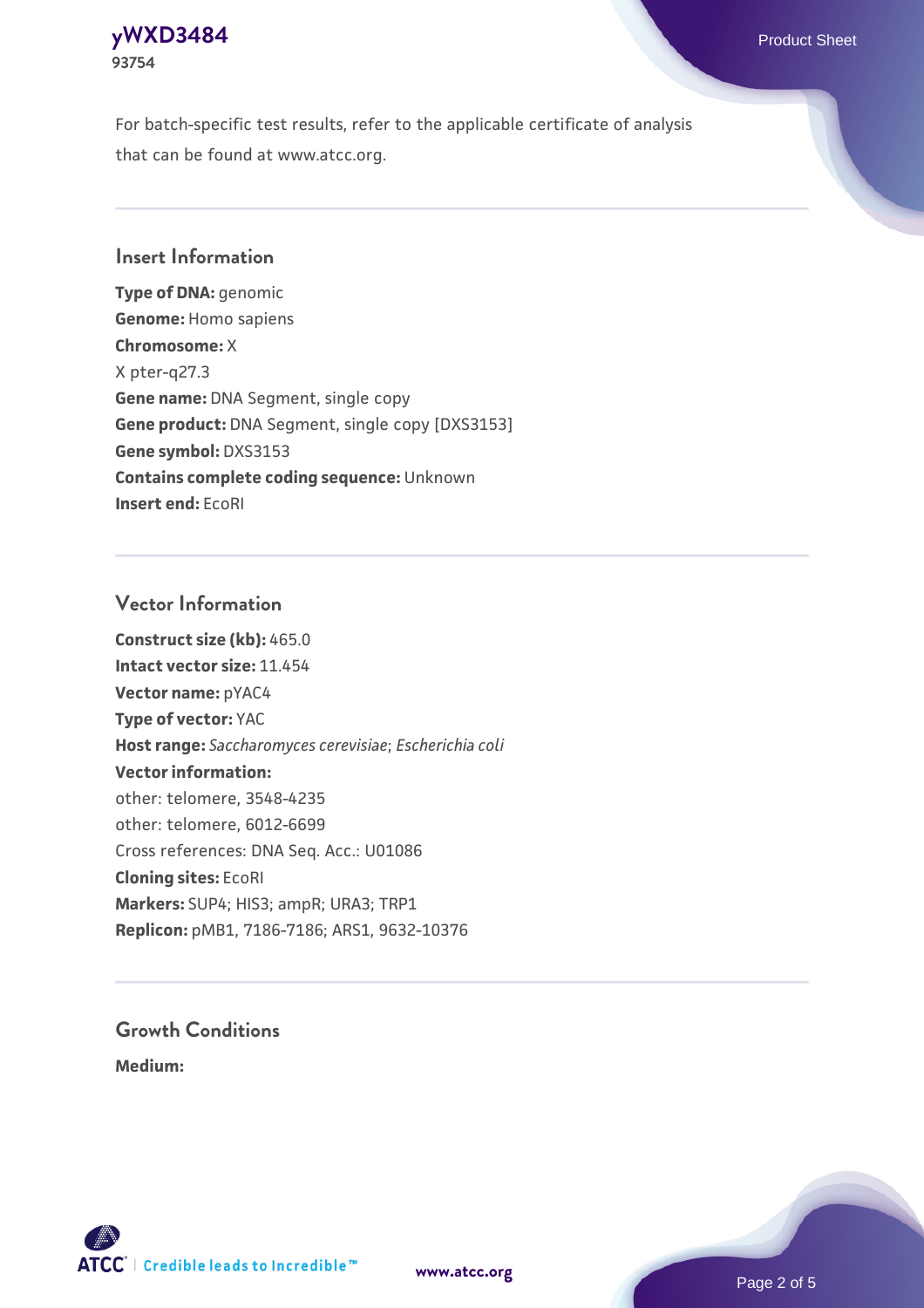For batch-specific test results, refer to the applicable certificate of analysis that can be found at www.atcc.org.

## Insert Information

**Type of DNA:** genomic
**Genome:** Homo sapiens
**Chromosome:** X
X pter-q27.3
**Gene name:** DNA Segment, single copy
**Gene product:** DNA Segment, single copy [DXS3153]
**Gene symbol:** DXS3153
**Contains complete coding sequence:** Unknown
**Insert end:** EcoRI

## Vector Information

**Construct size (kb):** 465.0
**Intact vector size:** 11.454
**Vector name:** pYAC4
**Type of vector:** YAC
**Host range:** *Saccharomyces cerevisiae*; *Escherichia coli*
**Vector information:**
other: telomere, 3548-4235
other: telomere, 6012-6699
Cross references: DNA Seq. Acc.: U01086
**Cloning sites:** EcoRI
**Markers:** SUP4; HIS3; ampR; URA3; TRP1
**Replicon:** pMB1, 7186-7186; ARS1, 9632-10376

## Growth Conditions

**Medium:**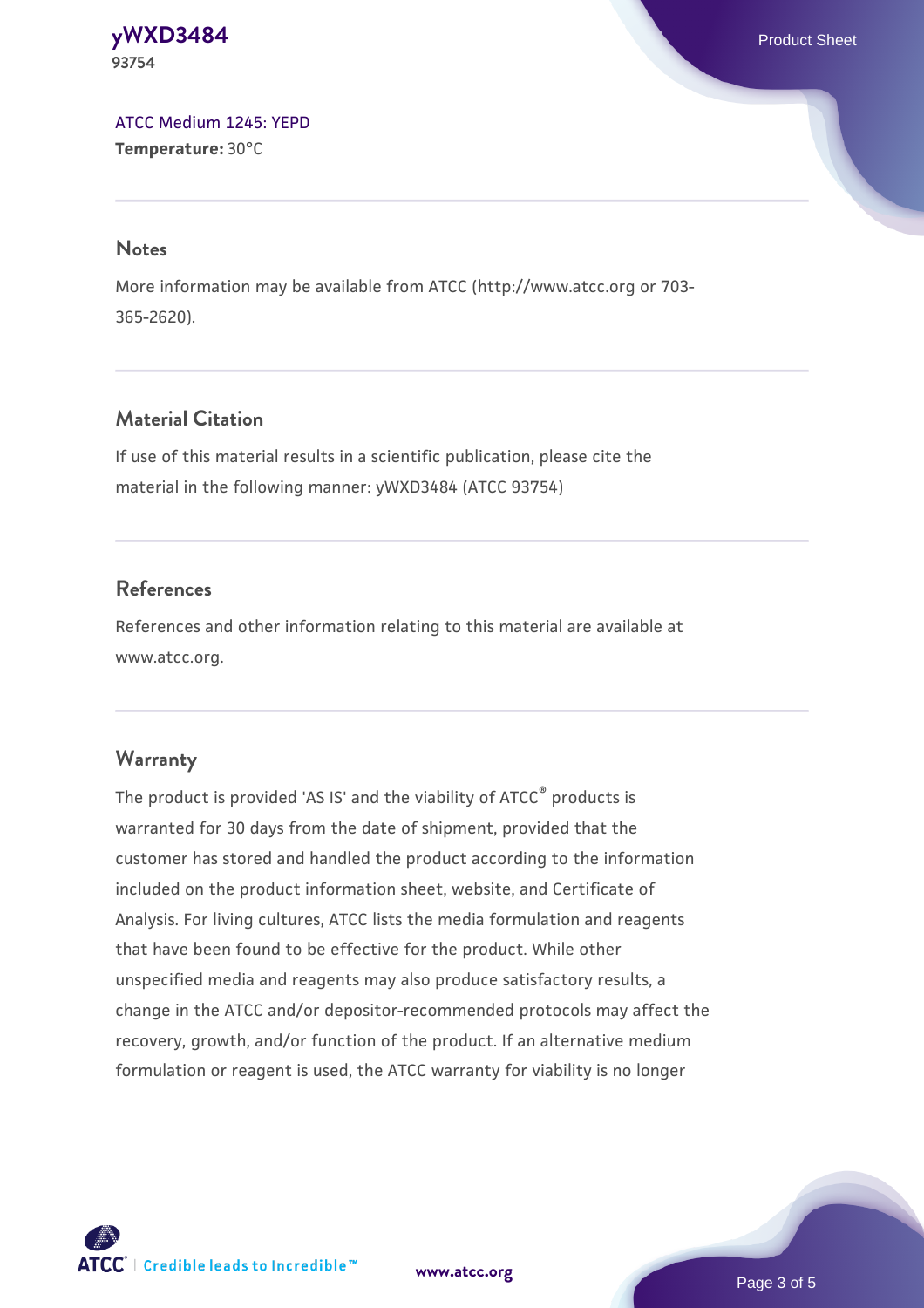ATCC Medium 1245: YEPD
**Temperature:** 30°C

## Notes

More information may be available from ATCC (http://www.atcc.org or 703-365-2620).

## Material Citation

If use of this material results in a scientific publication, please cite the material in the following manner: yWXD3484 (ATCC 93754)

## References

References and other information relating to this material are available at www.atcc.org.

## Warranty

The product is provided 'AS IS' and the viability of ATCC® products is warranted for 30 days from the date of shipment, provided that the customer has stored and handled the product according to the information included on the product information sheet, website, and Certificate of Analysis. For living cultures, ATCC lists the media formulation and reagents that have been found to be effective for the product. While other unspecified media and reagents may also produce satisfactory results, a change in the ATCC and/or depositor-recommended protocols may affect the recovery, growth, and/or function of the product. If an alternative medium formulation or reagent is used, the ATCC warranty for viability is no longer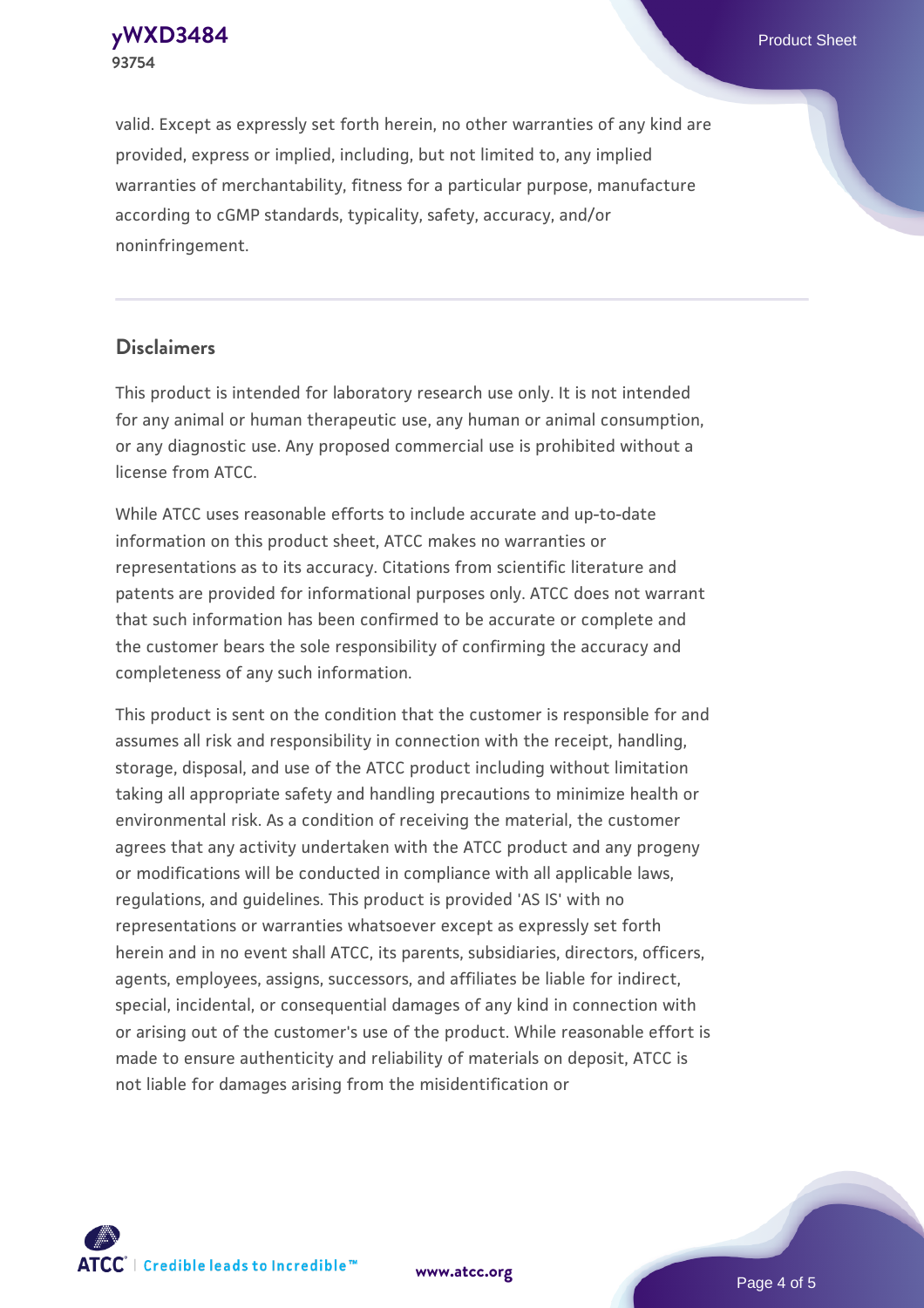valid. Except as expressly set forth herein, no other warranties of any kind are provided, express or implied, including, but not limited to, any implied warranties of merchantability, fitness for a particular purpose, manufacture according to cGMP standards, typicality, safety, accuracy, and/or noninfringement.

## Disclaimers

This product is intended for laboratory research use only. It is not intended for any animal or human therapeutic use, any human or animal consumption, or any diagnostic use. Any proposed commercial use is prohibited without a license from ATCC.

While ATCC uses reasonable efforts to include accurate and up-to-date information on this product sheet, ATCC makes no warranties or representations as to its accuracy. Citations from scientific literature and patents are provided for informational purposes only. ATCC does not warrant that such information has been confirmed to be accurate or complete and the customer bears the sole responsibility of confirming the accuracy and completeness of any such information.

This product is sent on the condition that the customer is responsible for and assumes all risk and responsibility in connection with the receipt, handling, storage, disposal, and use of the ATCC product including without limitation taking all appropriate safety and handling precautions to minimize health or environmental risk. As a condition of receiving the material, the customer agrees that any activity undertaken with the ATCC product and any progeny or modifications will be conducted in compliance with all applicable laws, regulations, and guidelines. This product is provided 'AS IS' with no representations or warranties whatsoever except as expressly set forth herein and in no event shall ATCC, its parents, subsidiaries, directors, officers, agents, employees, assigns, successors, and affiliates be liable for indirect, special, incidental, or consequential damages of any kind in connection with or arising out of the customer's use of the product. While reasonable effort is made to ensure authenticity and reliability of materials on deposit, ATCC is not liable for damages arising from the misidentification or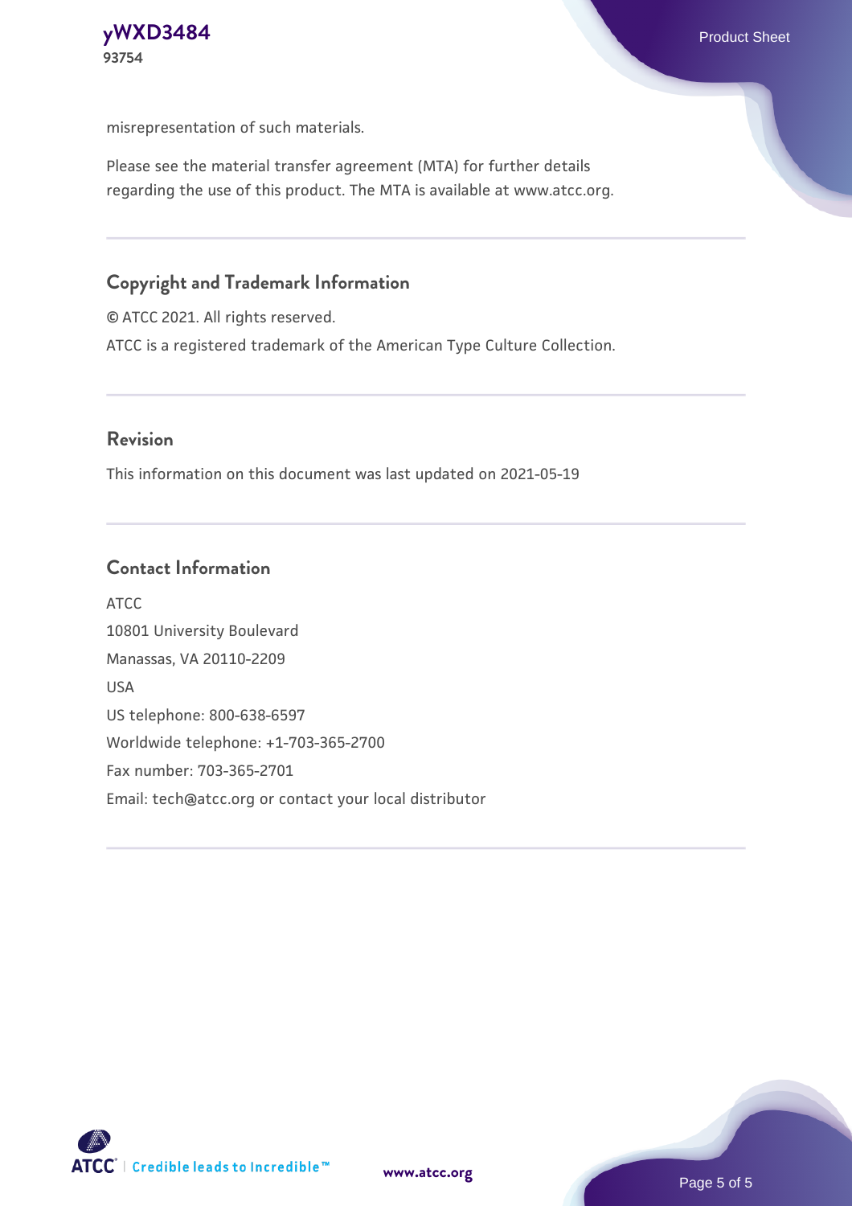misrepresentation of such materials.

Please see the material transfer agreement (MTA) for further details regarding the use of this product. The MTA is available at www.atcc.org.

## Copyright and Trademark Information

© ATCC 2021. All rights reserved.

ATCC is a registered trademark of the American Type Culture Collection.

## Revision

This information on this document was last updated on 2021-05-19

## Contact Information

ATCC
10801 University Boulevard
Manassas, VA 20110-2209
USA
US telephone: 800-638-6597
Worldwide telephone: +1-703-365-2700
Fax number: 703-365-2701
Email: tech@atcc.org or contact your local distributor